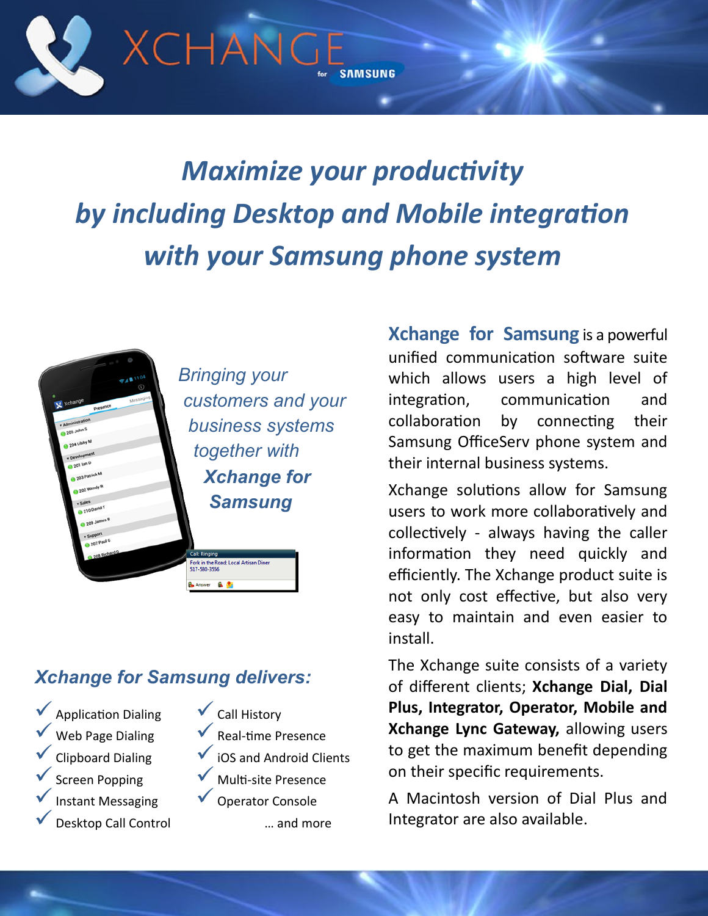# XCHANGE for SAMSUNG

## *Maximize your productivity by including Desktop and Mobile integration with your Samsung phone system*

*Bringing your customers and your business systems together with **Xchange for Samsung***

**Xchange for Samsung** is a powerful unified communication software suite which allows users a high level of integration, communication and collaboration by connecting their Samsung OfficeServ phone system and their internal business systems.

Xchange solutions allow for Samsung users to work more collaboratively and collectively - always having the caller information they need quickly and efficiently. The Xchange product suite is not only cost effective, but also very easy to maintain and even easier to install.

The Xchange suite consists of a variety of different clients; **Xchange Dial, Dial Plus, Integrator, Operator, Mobile and Xchange Lync Gateway,** allowing users to get the maximum benefit depending on their specific requirements.

A Macintosh version of Dial Plus and Integrator are also available.

### *Xchange for Samsung delivers:*

- ✓ Application Dialing
- ✓ Web Page Dialing
- ✓ Clipboard Dialing
- ✓ Screen Popping
- ✓ Instant Messaging
- ✓ Desktop Call Control
- ✓ Call History
- ✓ Real-time Presence
- ✓ iOS and Android Clients
- ✓ Multi-site Presence
- ✓ Operator Console

… and more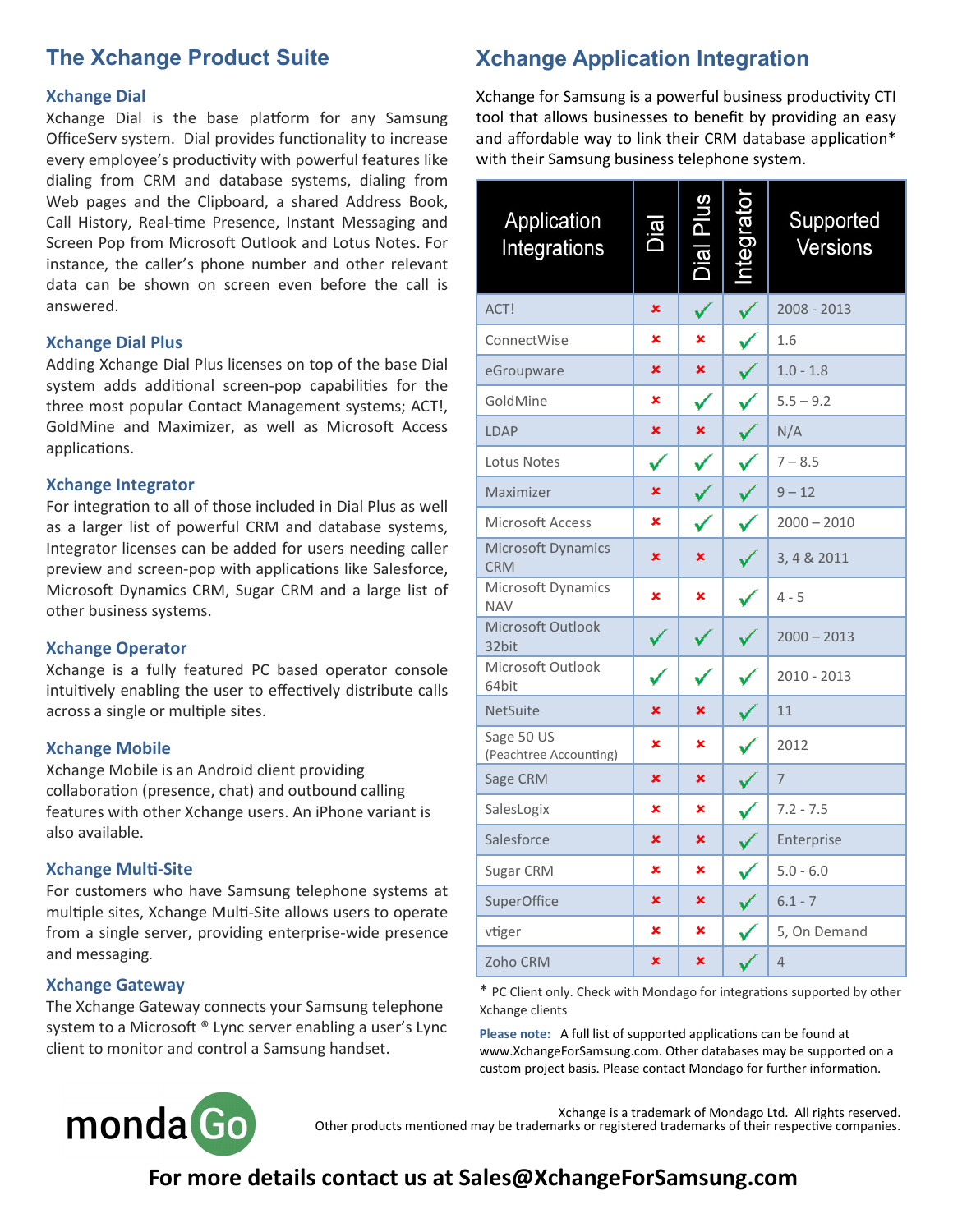## The Xchange Product Suite

### Xchange Dial

Xchange Dial is the base platform for any Samsung OfficeServ system. Dial provides functionality to increase every employee's productivity with powerful features like dialing from CRM and database systems, dialing from Web pages and the Clipboard, a shared Address Book, Call History, Real-time Presence, Instant Messaging and Screen Pop from Microsoft Outlook and Lotus Notes. For instance, the caller's phone number and other relevant data can be shown on screen even before the call is answered.

### Xchange Dial Plus

Adding Xchange Dial Plus licenses on top of the base Dial system adds additional screen-pop capabilities for the three most popular Contact Management systems; ACT!, GoldMine and Maximizer, as well as Microsoft Access applications.

### Xchange Integrator

For integration to all of those included in Dial Plus as well as a larger list of powerful CRM and database systems, Integrator licenses can be added for users needing caller preview and screen-pop with applications like Salesforce, Microsoft Dynamics CRM, Sugar CRM and a large list of other business systems.

### Xchange Operator

Xchange is a fully featured PC based operator console intuitively enabling the user to effectively distribute calls across a single or multiple sites.

### Xchange Mobile

Xchange Mobile is an Android client providing collaboration (presence, chat) and outbound calling features with other Xchange users. An iPhone variant is also available.

### Xchange Multi-Site

For customers who have Samsung telephone systems at multiple sites, Xchange Multi-Site allows users to operate from a single server, providing enterprise-wide presence and messaging.

### Xchange Gateway

The Xchange Gateway connects your Samsung telephone system to a Microsoft ® Lync server enabling a user's Lync client to monitor and control a Samsung handset.

## Xchange Application Integration

Xchange for Samsung is a powerful business productivity CTI tool that allows businesses to benefit by providing an easy and affordable way to link their CRM database application* with their Samsung business telephone system.

| Application Integrations | Dial | Dial Plus | Integrator | Supported Versions |
|---|---|---|---|---|
| ACT! | ✘ | ✔ | ✔ | 2008 - 2013 |
| ConnectWise | ✘ | ✘ | ✔ | 1.6 |
| eGroupware | ✘ | ✘ | ✔ | 1.0 - 1.8 |
| GoldMine | ✘ | ✔ | ✔ | 5.5 – 9.2 |
| LDAP | ✘ | ✘ | ✔ | N/A |
| Lotus Notes | ✔ | ✔ | ✔ | 7 – 8.5 |
| Maximizer | ✘ | ✔ | ✔ | 9 – 12 |
| Microsoft Access | ✘ | ✔ | ✔ | 2000 – 2010 |
| Microsoft Dynamics CRM | ✘ | ✘ | ✔ | 3, 4 & 2011 |
| Microsoft Dynamics NAV | ✘ | ✘ | ✔ | 4 - 5 |
| Microsoft Outlook 32bit | ✔ | ✔ | ✔ | 2000 – 2013 |
| Microsoft Outlook 64bit | ✔ | ✔ | ✔ | 2010 - 2013 |
| NetSuite | ✘ | ✘ | ✔ | 11 |
| Sage 50 US (Peachtree Accounting) | ✘ | ✘ | ✔ | 2012 |
| Sage CRM | ✘ | ✘ | ✔ | 7 |
| SalesLogix | ✘ | ✘ | ✔ | 7.2 - 7.5 |
| Salesforce | ✘ | ✘ | ✔ | Enterprise |
| Sugar CRM | ✘ | ✘ | ✔ | 5.0 - 6.0 |
| SuperOffice | ✘ | ✘ | ✔ | 6.1 - 7 |
| vtiger | ✘ | ✘ | ✔ | 5, On Demand |
| Zoho CRM | ✘ | ✘ | ✔ | 4 |

* PC Client only. Check with Mondago for integrations supported by other Xchange clients

**Please note:** A full list of supported applications can be found at www.XchangeForSamsung.com. Other databases may be supported on a custom project basis. Please contact Mondago for further information.

mondaGo

Xchange is a trademark of Mondago Ltd. All rights reserved.
Other products mentioned may be trademarks or registered trademarks of their respective companies.

**For more details contact us at Sales@XchangeForSamsung.com**